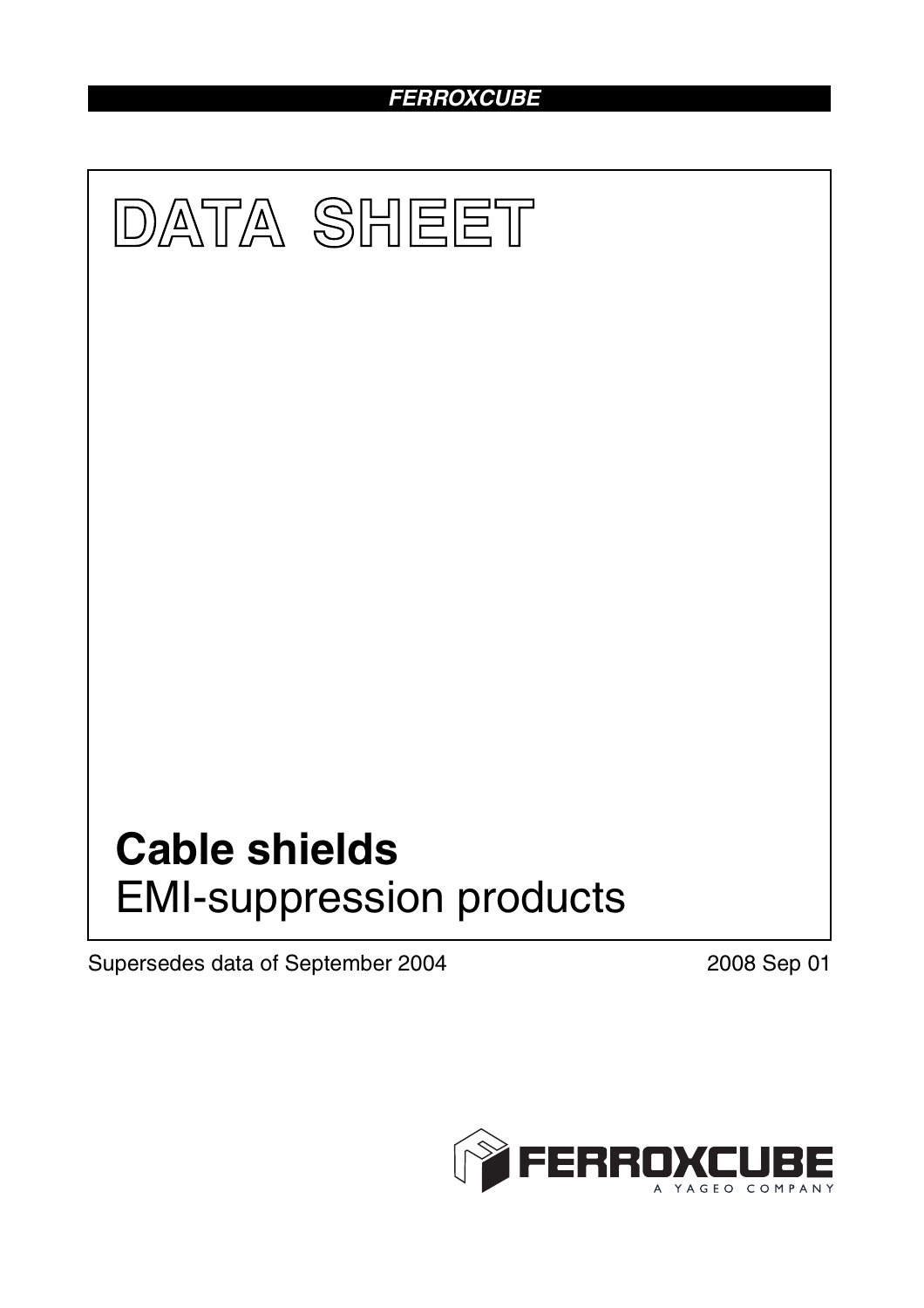FERROXCUBE

# DATA SHEET

## Cable shields

EMI-suppression products

Supersedes data of September 2004

2008 Sep 01

FERROXCUBE

A YAGEO COMPANY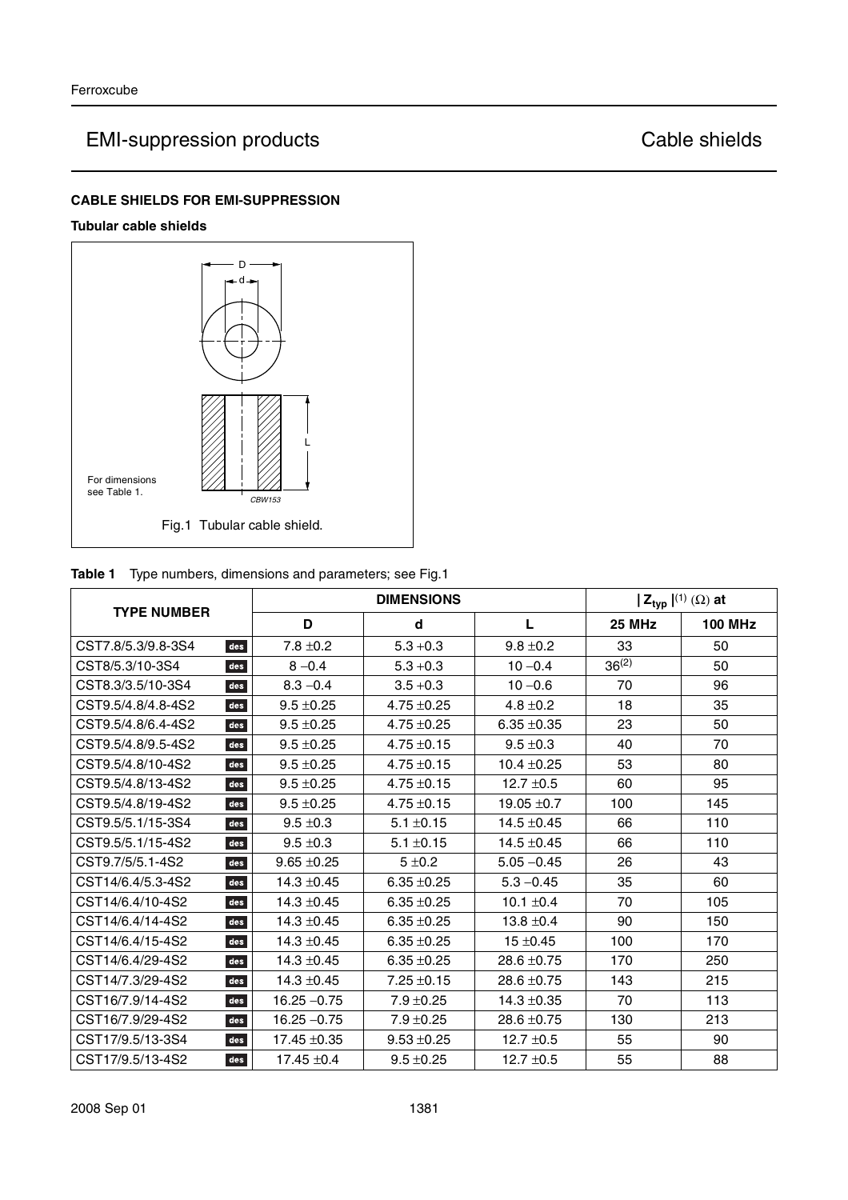# EMI-suppression products — Cable shields

## CABLE SHIELDS FOR EMI-SUPPRESSION

### Tubular cable shields

For dimensions see Table 1.

CBW153

Fig.1 Tubular cable shield.

**Table 1** Type numbers, dimensions and parameters; see Fig.1

| TYPE NUMBER | | DIMENSIONS | | | $\|Z_{typ}\|^{(1)}$ (Ω) at | |
|---|---|---|---|---|---|---|
| | | D | d | L | 25 MHz | 100 MHz |
| CST7.8/5.3/9.8-3S4 | des | 7.8 ±0.2 | 5.3 +0.3 | 9.8 ±0.2 | 33 | 50 |
| CST8/5.3/10-3S4 | des | 8 −0.4 | 5.3 +0.3 | 10 −0.4 | 36(2) | 50 |
| CST8.3/3.5/10-3S4 | des | 8.3 −0.4 | 3.5 +0.3 | 10 −0.6 | 70 | 96 |
| CST9.5/4.8/4.8-4S2 | des | 9.5 ±0.25 | 4.75 ±0.25 | 4.8 ±0.2 | 18 | 35 |
| CST9.5/4.8/6.4-4S2 | des | 9.5 ±0.25 | 4.75 ±0.25 | 6.35 ±0.35 | 23 | 50 |
| CST9.5/4.8/9.5-4S2 | des | 9.5 ±0.25 | 4.75 ±0.25 | 9.5 ±0.3 | 40 | 70 |
| CST9.5/4.8/10-4S2 | des | 9.5 ±0.25 | 4.75 ±0.15 | 10.4 ±0.25 | 53 | 80 |
| CST9.5/4.8/13-4S2 | des | 9.5 ±0.25 | 4.75 ±0.15 | 12.7 ±0.5 | 60 | 95 |
| CST9.5/4.8/19-4S2 | des | 9.5 ±0.25 | 4.75 ±0.15 | 19.05 ±0.7 | 100 | 145 |
| CST9.5/5.1/15-3S4 | des | 9.5 ±0.3 | 5.1 ±0.15 | 14.5 ±0.45 | 66 | 110 |
| CST9.5/5.1/15-4S2 | des | 9.5 ±0.3 | 5.1 ±0.15 | 14.5 ±0.45 | 66 | 110 |
| CST9.7/5/5.1-4S2 | des | 9.65 ±0.25 | 5 ±0.2 | 5.05 −0.45 | 26 | 43 |
| CST14/6.4/5.3-4S2 | des | 14.3 ±0.45 | 6.35 ±0.25 | 5.3 −0.45 | 35 | 60 |
| CST14/6.4/10-4S2 | des | 14.3 ±0.45 | 6.35 ±0.25 | 10.1 ±0.4 | 70 | 105 |
| CST14/6.4/14-4S2 | des | 14.3 ±0.45 | 6.35 ±0.25 | 13.8 ±0.4 | 90 | 150 |
| CST14/6.4/15-4S2 | des | 14.3 ±0.45 | 6.35 ±0.25 | 15 ±0.45 | 100 | 170 |
| CST14/6.4/29-4S2 | des | 14.3 ±0.45 | 6.35 ±0.25 | 28.6 ±0.75 | 170 | 250 |
| CST14/7.3/29-4S2 | des | 14.3 ±0.45 | 7.25 ±0.15 | 28.6 ±0.75 | 143 | 215 |
| CST16/7.9/14-4S2 | des | 16.25 −0.75 | 7.9 ±0.25 | 14.3 ±0.35 | 70 | 113 |
| CST16/7.9/29-4S2 | des | 16.25 −0.75 | 7.9 ±0.25 | 28.6 ±0.75 | 130 | 213 |
| CST17/9.5/13-3S4 | des | 17.45 ±0.35 | 9.53 ±0.25 | 12.7 ±0.5 | 55 | 90 |
| CST17/9.5/13-4S2 | des | 17.45 ±0.4 | 9.5 ±0.25 | 12.7 ±0.5 | 55 | 88 |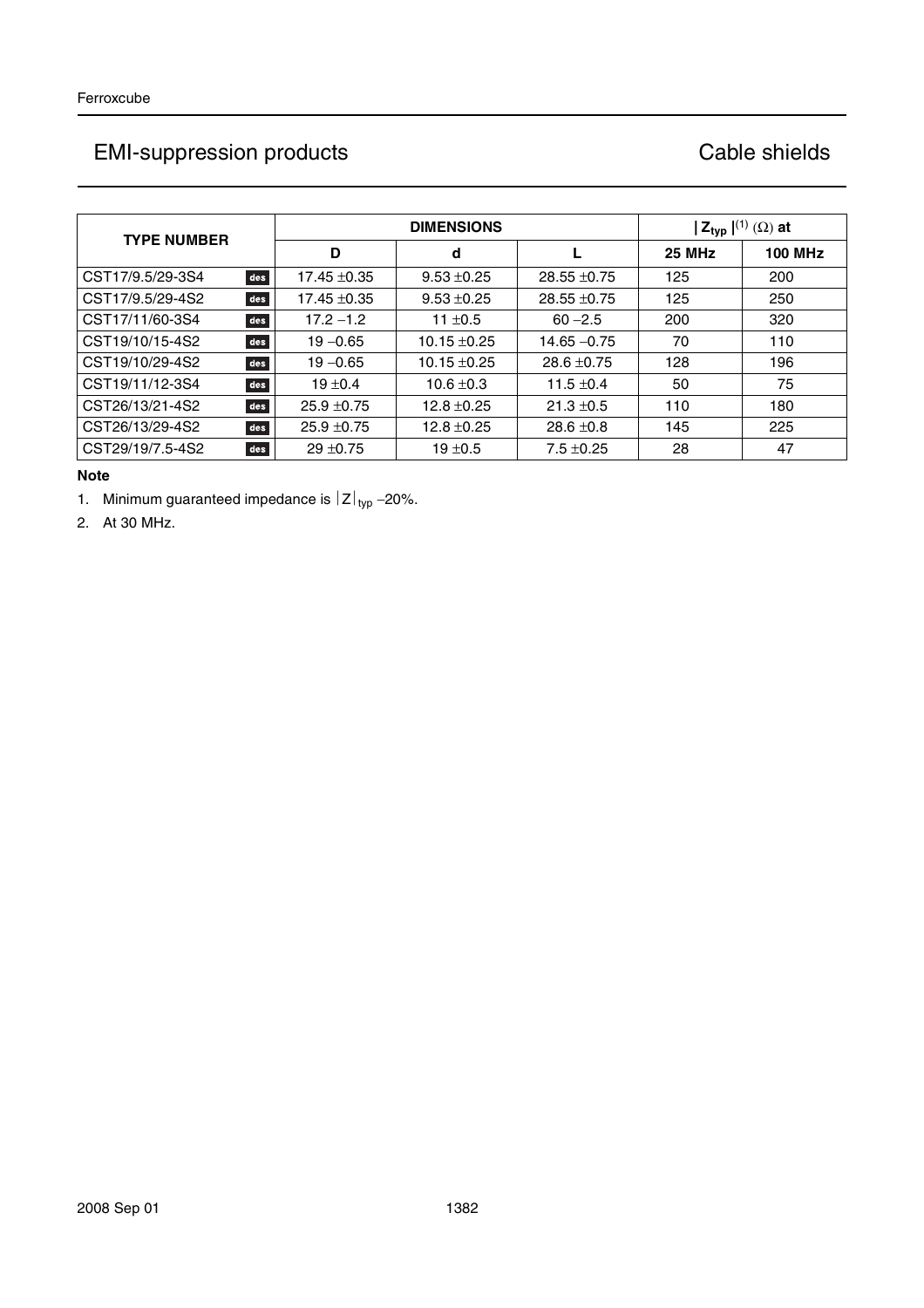# EMI-suppression products

## Cable shields

| TYPE NUMBER | | DIMENSIONS | | | $\|Z_{typ}\|$[(1)] (Ω) at | |
|---|---|---|---|---|---|---|
| | | D | d | L | 25 MHz | 100 MHz |
| CST17/9.5/29-3S4 | des | 17.45 ±0.35 | 9.53 ±0.25 | 28.55 ±0.75 | 125 | 200 |
| CST17/9.5/29-4S2 | des | 17.45 ±0.35 | 9.53 ±0.25 | 28.55 ±0.75 | 125 | 250 |
| CST17/11/60-3S4 | des | 17.2 −1.2 | 11 ±0.5 | 60 −2.5 | 200 | 320 |
| CST19/10/15-4S2 | des | 19 −0.65 | 10.15 ±0.25 | 14.65 −0.75 | 70 | 110 |
| CST19/10/29-4S2 | des | 19 −0.65 | 10.15 ±0.25 | 28.6 ±0.75 | 128 | 196 |
| CST19/11/12-3S4 | des | 19 ±0.4 | 10.6 ±0.3 | 11.5 ±0.4 | 50 | 75 |
| CST26/13/21-4S2 | des | 25.9 ±0.75 | 12.8 ±0.25 | 21.3 ±0.5 | 110 | 180 |
| CST26/13/29-4S2 | des | 25.9 ±0.75 | 12.8 ±0.25 | 28.6 ±0.8 | 145 | 225 |
| CST29/19/7.5-4S2 | des | 29 ±0.75 | 19 ±0.5 | 7.5 ±0.25 | 28 | 47 |

**Note**

1. Minimum guaranteed impedance is $|Z|_{typ}$ −20%.
2. At 30 MHz.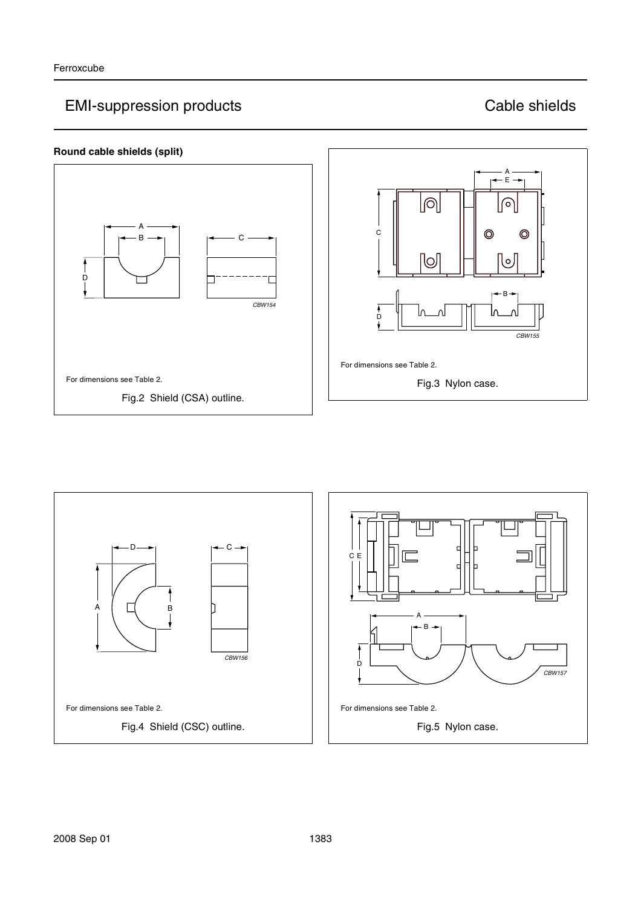### Round cable shields (split)

For dimensions see Table 2.

Fig.2 Shield (CSA) outline.

For dimensions see Table 2.

Fig.3 Nylon case.

For dimensions see Table 2.

Fig.4 Shield (CSC) outline.

For dimensions see Table 2.

Fig.5 Nylon case.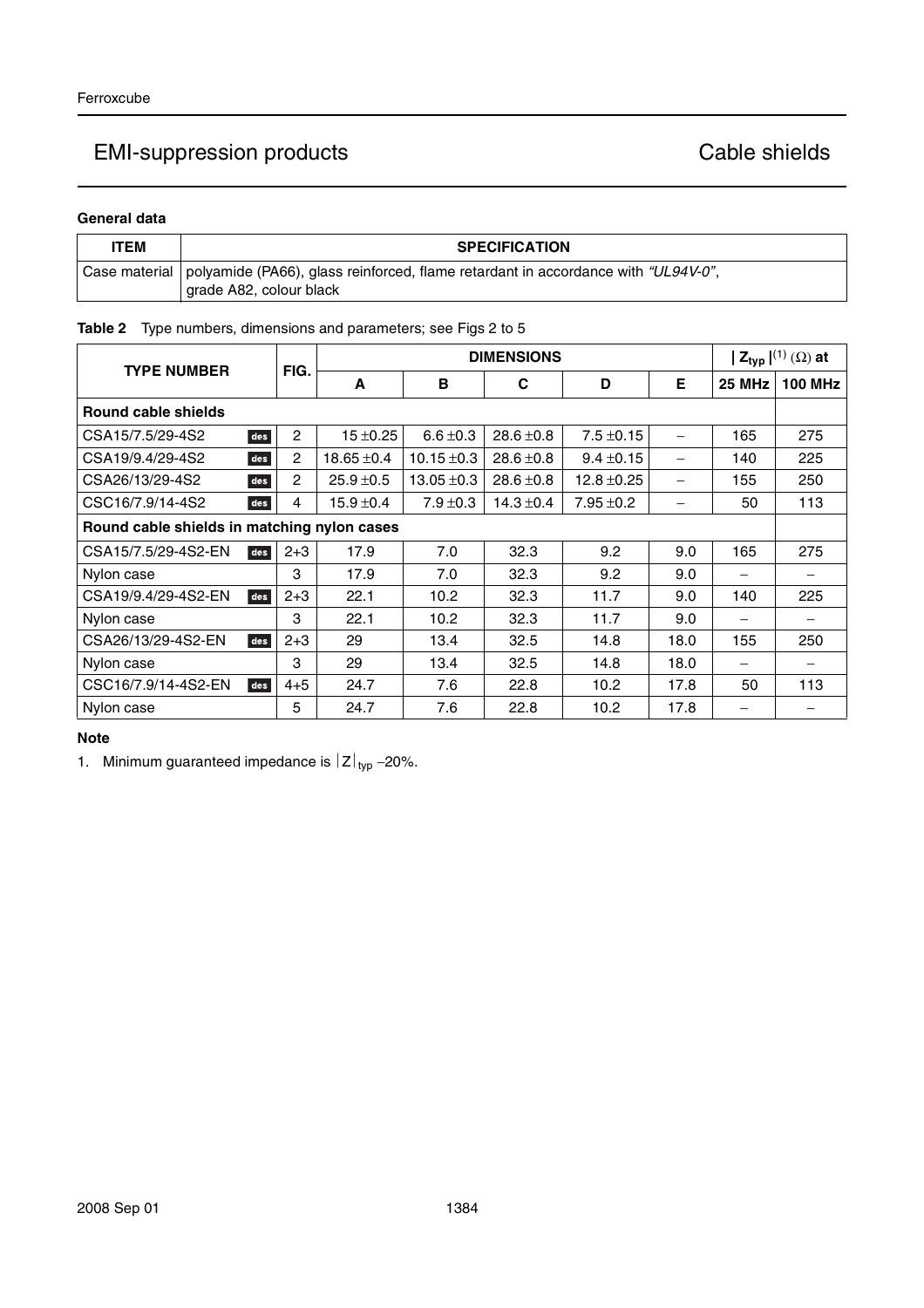## EMI-suppression products — Cable shields

**General data**

| ITEM | SPECIFICATION |
|---|---|
| Case material | polyamide (PA66), glass reinforced, flame retardant in accordance with *"UL94V-0"*, grade A82, colour black |

**Table 2** Type numbers, dimensions and parameters; see Figs 2 to 5

| TYPE NUMBER | FIG. | DIMENSIONS | | | | | $\lvert Z_{typ} \rvert$[(1)] (Ω) at | |
|---|---|---|---|---|---|---|---|---|
| | | A | B | C | D | E | 25 MHz | 100 MHz |
| **Round cable shields** | | | | | | | | |
| CSA15/7.5/29-4S2 des | 2 | 15 ±0.25 | 6.6 ±0.3 | 28.6 ±0.8 | 7.5 ±0.15 | − | 165 | 275 |
| CSA19/9.4/29-4S2 des | 2 | 18.65 ±0.4 | 10.15 ±0.3 | 28.6 ±0.8 | 9.4 ±0.15 | − | 140 | 225 |
| CSA26/13/29-4S2 des | 2 | 25.9 ±0.5 | 13.05 ±0.3 | 28.6 ±0.8 | 12.8 ±0.25 | − | 155 | 250 |
| CSC16/7.9/14-4S2 des | 4 | 15.9 ±0.4 | 7.9 ±0.3 | 14.3 ±0.4 | 7.95 ±0.2 | − | 50 | 113 |
| **Round cable shields in matching nylon cases** | | | | | | | | |
| CSA15/7.5/29-4S2-EN des | 2+3 | 17.9 | 7.0 | 32.3 | 9.2 | 9.0 | 165 | 275 |
| Nylon case | 3 | 17.9 | 7.0 | 32.3 | 9.2 | 9.0 | − | − |
| CSA19/9.4/29-4S2-EN des | 2+3 | 22.1 | 10.2 | 32.3 | 11.7 | 9.0 | 140 | 225 |
| Nylon case | 3 | 22.1 | 10.2 | 32.3 | 11.7 | 9.0 | − | − |
| CSA26/13/29-4S2-EN des | 2+3 | 29 | 13.4 | 32.5 | 14.8 | 18.0 | 155 | 250 |
| Nylon case | 3 | 29 | 13.4 | 32.5 | 14.8 | 18.0 | − | − |
| CSC16/7.9/14-4S2-EN des | 4+5 | 24.7 | 7.6 | 22.8 | 10.2 | 17.8 | 50 | 113 |
| Nylon case | 5 | 24.7 | 7.6 | 22.8 | 10.2 | 17.8 | − | − |

**Note**

1. Minimum guaranteed impedance is $\lvert Z \rvert_{typ}$ −20%.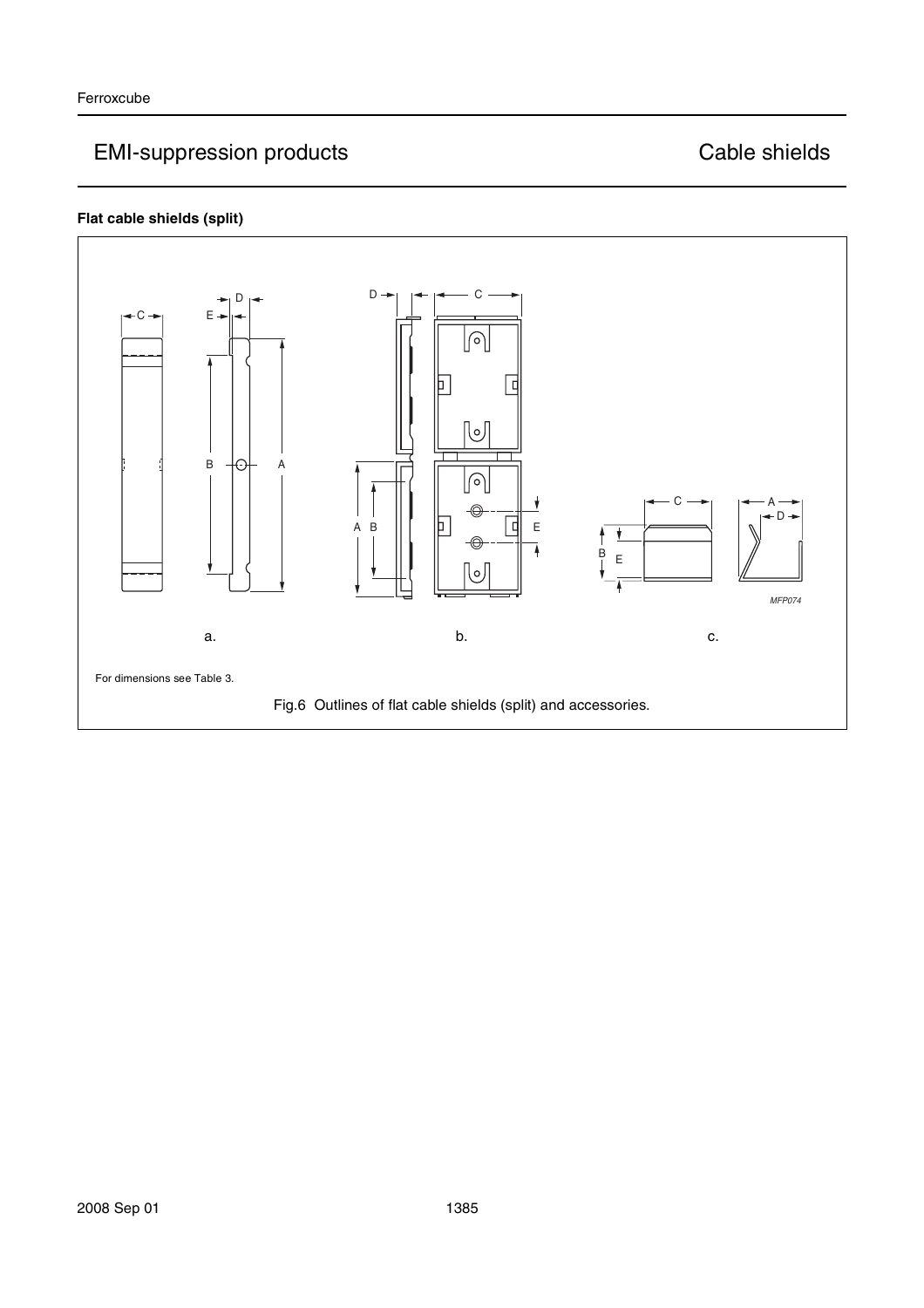### Flat cable shields (split)

a.

b.

c.

For dimensions see Table 3.

Fig.6 Outlines of flat cable shields (split) and accessories.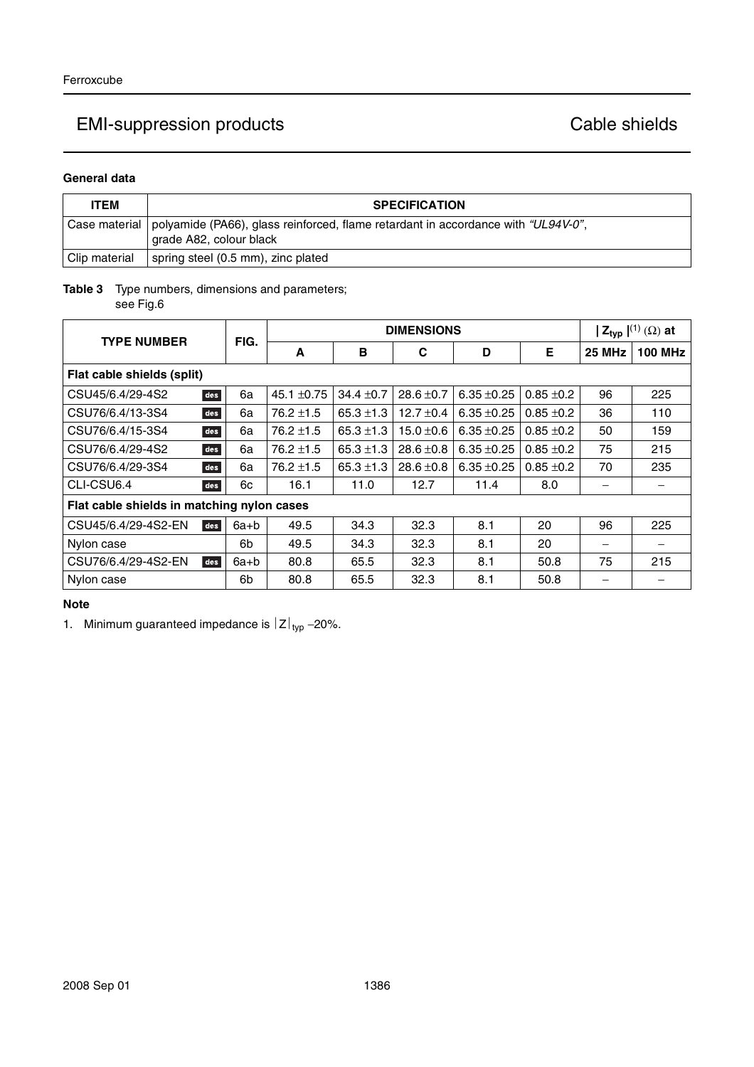## General data

| ITEM | SPECIFICATION |
|---|---|
| Case material | polyamide (PA66), glass reinforced, flame retardant in accordance with *"UL94V-0"*, grade A82, colour black |
| Clip material | spring steel (0.5 mm), zinc plated |

**Table 3** Type numbers, dimensions and parameters; see Fig.6

| TYPE NUMBER | FIG. | DIMENSIONS | | | | | $\|Z_{typ}\|^{(1)}$ (Ω) at | |
|---|---|---|---|---|---|---|---|---|
| | | A | B | C | D | E | 25 MHz | 100 MHz |
| **Flat cable shields (split)** | | | | | | | | |
| CSU45/6.4/29-4S2 des | 6a | 45.1 ±0.75 | 34.4 ±0.7 | 28.6 ±0.7 | 6.35 ±0.25 | 0.85 ±0.2 | 96 | 225 |
| CSU76/6.4/13-3S4 des | 6a | 76.2 ±1.5 | 65.3 ±1.3 | 12.7 ±0.4 | 6.35 ±0.25 | 0.85 ±0.2 | 36 | 110 |
| CSU76/6.4/15-3S4 des | 6a | 76.2 ±1.5 | 65.3 ±1.3 | 15.0 ±0.6 | 6.35 ±0.25 | 0.85 ±0.2 | 50 | 159 |
| CSU76/6.4/29-4S2 des | 6a | 76.2 ±1.5 | 65.3 ±1.3 | 28.6 ±0.8 | 6.35 ±0.25 | 0.85 ±0.2 | 75 | 215 |
| CSU76/6.4/29-3S4 des | 6a | 76.2 ±1.5 | 65.3 ±1.3 | 28.6 ±0.8 | 6.35 ±0.25 | 0.85 ±0.2 | 70 | 235 |
| CLI-CSU6.4 des | 6c | 16.1 | 11.0 | 12.7 | 11.4 | 8.0 | − | − |
| **Flat cable shields in matching nylon cases** | | | | | | | | |
| CSU45/6.4/29-4S2-EN des | 6a+b | 49.5 | 34.3 | 32.3 | 8.1 | 20 | 96 | 225 |
| Nylon case | 6b | 49.5 | 34.3 | 32.3 | 8.1 | 20 | − | − |
| CSU76/6.4/29-4S2-EN des | 6a+b | 80.8 | 65.5 | 32.3 | 8.1 | 50.8 | 75 | 215 |
| Nylon case | 6b | 80.8 | 65.5 | 32.3 | 8.1 | 50.8 | − | − |

**Note**

1. Minimum guaranteed impedance is $|Z|_{typ}$ −20%.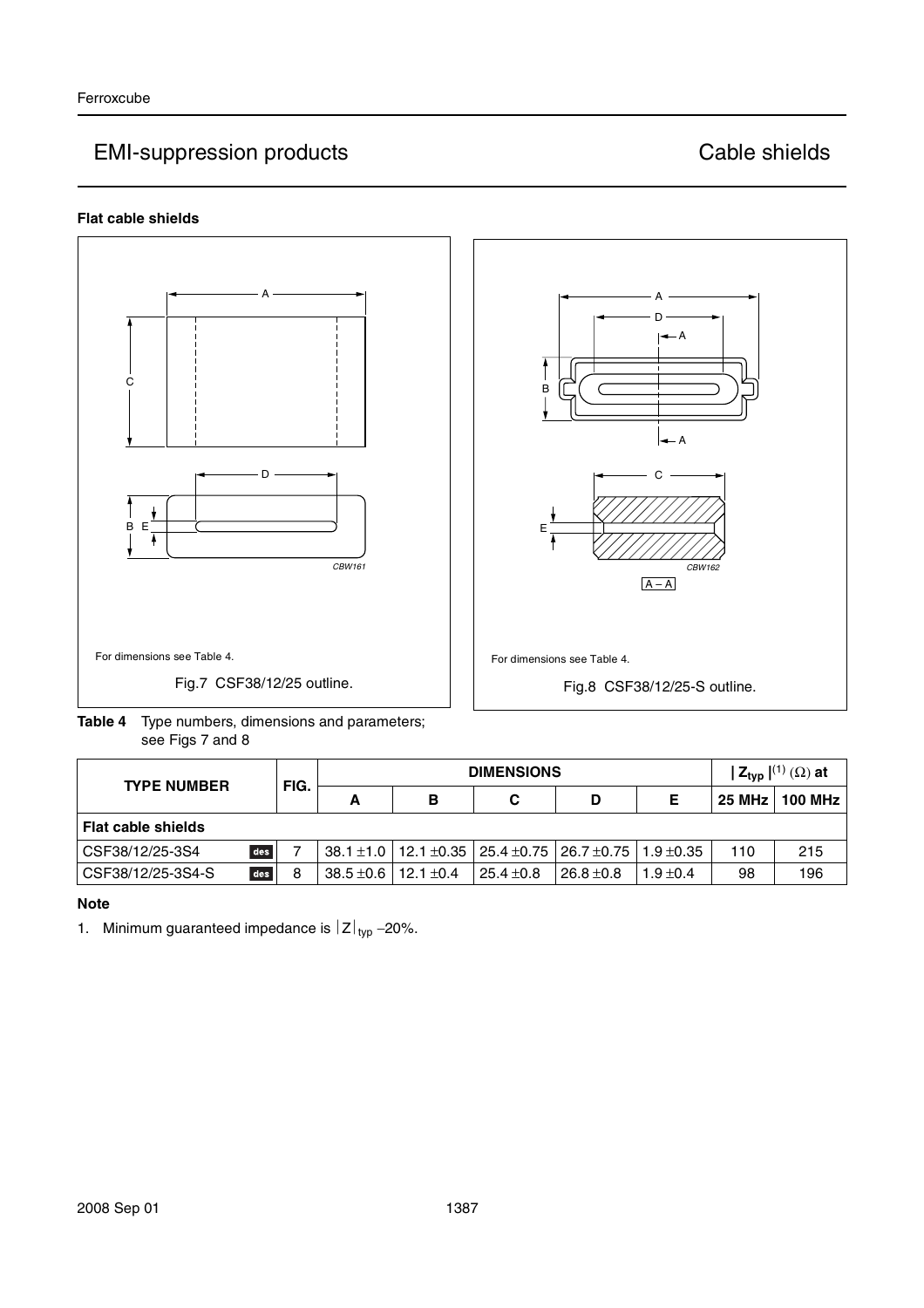## Flat cable shields

For dimensions see Table 4.

Fig.7 CSF38/12/25 outline.

For dimensions see Table 4.

Fig.8 CSF38/12/25-S outline.

**Table 4** Type numbers, dimensions and parameters; see Figs 7 and 8

| TYPE NUMBER | FIG. | DIMENSIONS | | | | | $\|Z_{typ}\|$[1] (Ω) at | |
|---|---|---|---|---|---|---|---|---|
| | | A | B | C | D | E | 25 MHz | 100 MHz |
| **Flat cable shields** | | | | | | | | |
| CSF38/12/25-3S4 des | 7 | 38.1 ±1.0 | 12.1 ±0.35 | 25.4 ±0.75 | 26.7 ±0.75 | 1.9 ±0.35 | 110 | 215 |
| CSF38/12/25-3S4-S des | 8 | 38.5 ±0.6 | 12.1 ±0.4 | 25.4 ±0.8 | 26.8 ±0.8 | 1.9 ±0.4 | 98 | 196 |

**Note**

1. Minimum guaranteed impedance is $|Z|_{typ}$ −20%.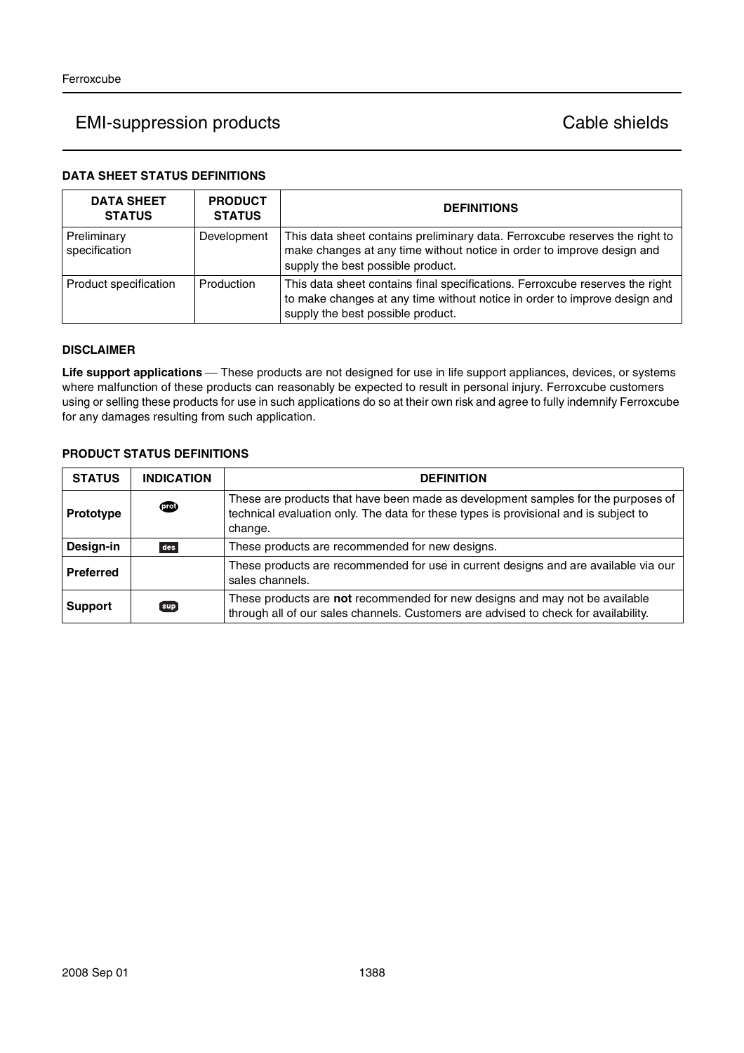## DATA SHEET STATUS DEFINITIONS

| DATA SHEET STATUS | PRODUCT STATUS | DEFINITIONS |
|---|---|---|
| Preliminary specification | Development | This data sheet contains preliminary data. Ferroxcube reserves the right to make changes at any time without notice in order to improve design and supply the best possible product. |
| Product specification | Production | This data sheet contains final specifications. Ferroxcube reserves the right to make changes at any time without notice in order to improve design and supply the best possible product. |

## DISCLAIMER

**Life support applications** — These products are not designed for use in life support appliances, devices, or systems where malfunction of these products can reasonably be expected to result in personal injury. Ferroxcube customers using or selling these products for use in such applications do so at their own risk and agree to fully indemnify Ferroxcube for any damages resulting from such application.

## PRODUCT STATUS DEFINITIONS

| STATUS | INDICATION | DEFINITION |
|---|---|---|
| **Prototype** | prot | These are products that have been made as development samples for the purposes of technical evaluation only. The data for these types is provisional and is subject to change. |
| **Design-in** | des | These products are recommended for new designs. |
| **Preferred** | | These products are recommended for use in current designs and are available via our sales channels. |
| **Support** | sup | These products are **not** recommended for new designs and may not be available through all of our sales channels. Customers are advised to check for availability. |